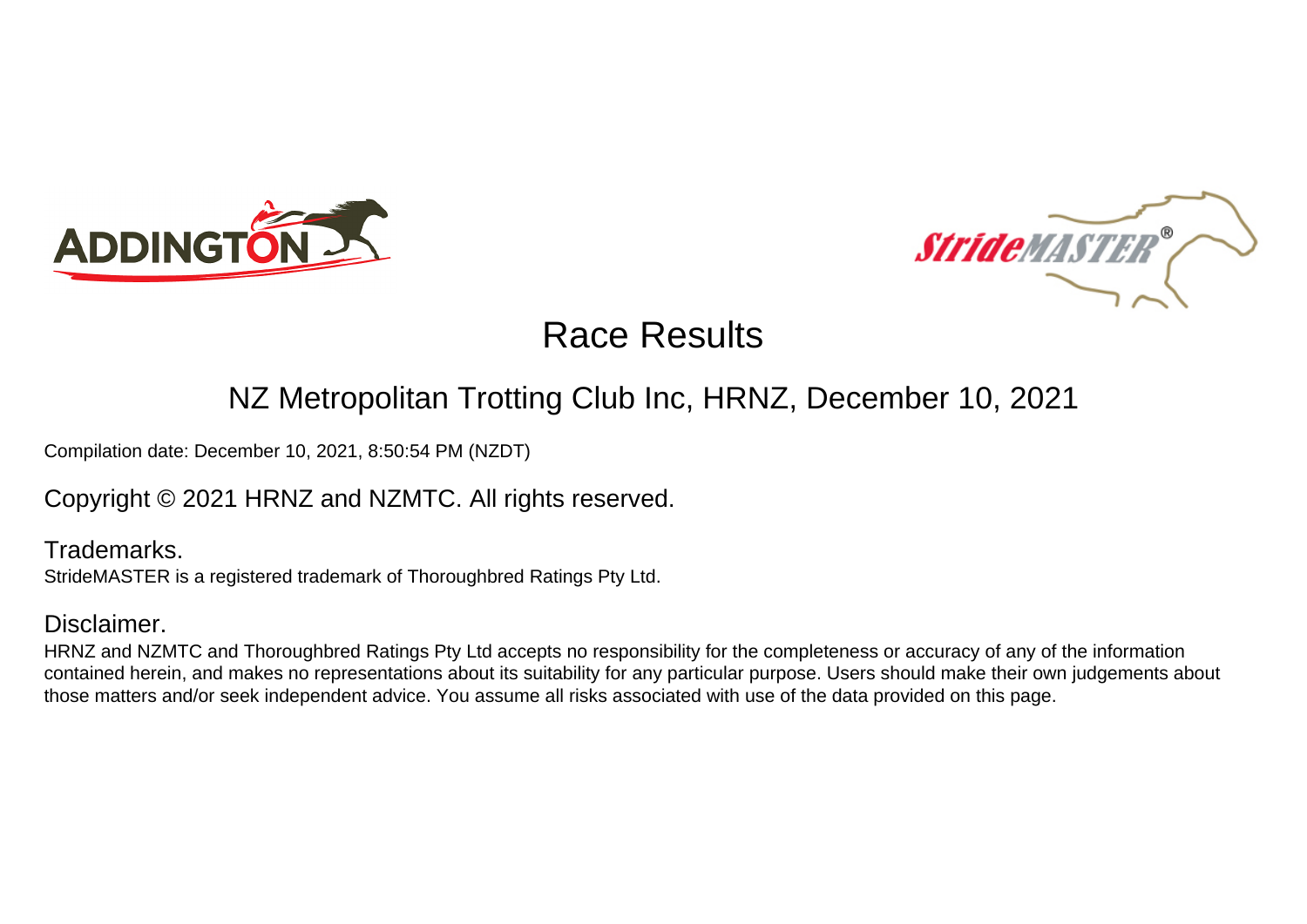# Race Results

## NZ Metropolitan Trotting Club Inc, HRNZ, December 10, 2021

Compilation date: December 10, 2021, 8:50:54 PM (NZDT)

Copyright © 2021 HRNZ and NZMTC. All rights reserved.

### Trademarks.

StrideMASTER is a registered trademark of Thoroughbred Ratings Pty Ltd.

### Disclaimer.

HRNZ and NZMTC and Thoroughbred Ratings Pty Ltd accepts no responsibility for the completeness or accuracy of any of the information contained herein, and makes no representations about its suitability for any particular purpose. Users should make their own judgements about those matters and/or seek independent advice. You assume all risks associated with use of the data provided on this page.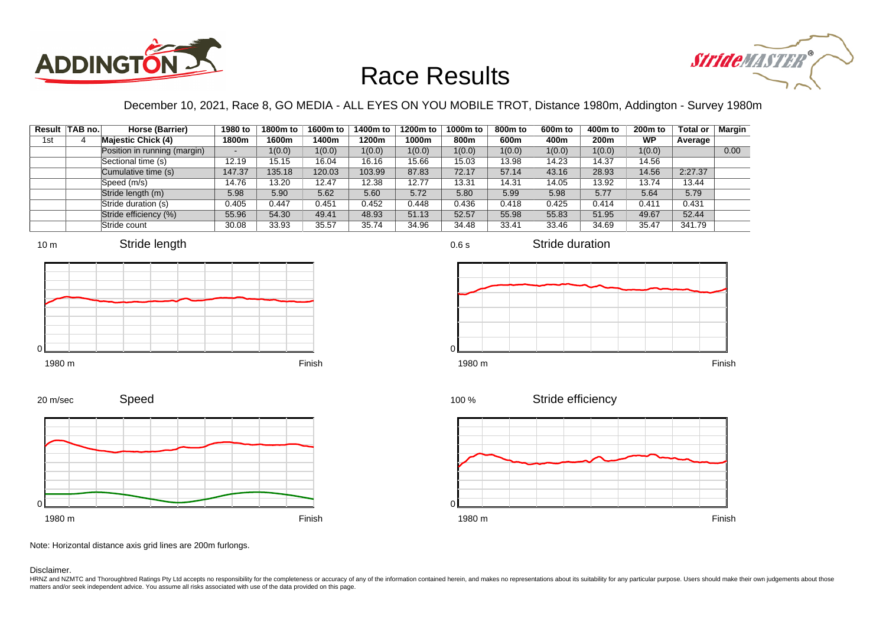# Race Results

December 10, 2021, Race 8, GO MEDIA - ALL EYES ON YOU MOBILE TROT, Distance 1980m, Addington - Survey 1980m

| Result | TAB no. | Horse (Barrier) | 1980 to 1800m | 1800m to 1600m | 1600m to 1400m | 1400m to 1200m | 1200m to 1000m | 1000m to 800m | 800m to 600m | 600m to 400m | 400m to 200m | 200m to WP | Total or Average | Margin |
|---|---|---|---|---|---|---|---|---|---|---|---|---|---|---|
| 1st | 4 | **Majestic Chick (4)** | | | | | | | | | | | | |
| | | Position in running (margin) | - | 1(0.0) | 1(0.0) | 1(0.0) | 1(0.0) | 1(0.0) | 1(0.0) | 1(0.0) | 1(0.0) | 1(0.0) | | 0.00 |
| | | Sectional time (s) | 12.19 | 15.15 | 16.04 | 16.16 | 15.66 | 15.03 | 13.98 | 14.23 | 14.37 | 14.56 | | |
| | | Cumulative time (s) | 147.37 | 135.18 | 120.03 | 103.99 | 87.83 | 72.17 | 57.14 | 43.16 | 28.93 | 14.56 | 2:27.37 | |
| | | Speed (m/s) | 14.76 | 13.20 | 12.47 | 12.38 | 12.77 | 13.31 | 14.31 | 14.05 | 13.92 | 13.74 | 13.44 | |
| | | Stride length (m) | 5.98 | 5.90 | 5.62 | 5.60 | 5.72 | 5.80 | 5.99 | 5.98 | 5.77 | 5.64 | 5.79 | |
| | | Stride duration (s) | 0.405 | 0.447 | 0.451 | 0.452 | 0.448 | 0.436 | 0.418 | 0.425 | 0.414 | 0.411 | 0.431 | |
| | | Stride efficiency (%) | 55.96 | 54.30 | 49.41 | 48.93 | 51.13 | 52.57 | 55.98 | 55.83 | 51.95 | 49.67 | 52.44 | |
| | | Stride count | 30.08 | 33.93 | 35.57 | 35.74 | 34.96 | 34.48 | 33.41 | 33.46 | 34.69 | 35.47 | 341.79 | |

Note: Horizontal distance axis grid lines are 200m furlongs.

Disclaimer.

HRNZ and NZMTC and Thoroughbred Ratings Pty Ltd accepts no responsibility for the completeness or accuracy of any of the information contained herein, and makes no representations about its suitability for any particular purpose. Users should make their own judgements about those matters and/or seek independent advice. You assume all risks associated with use of the data provided on this page.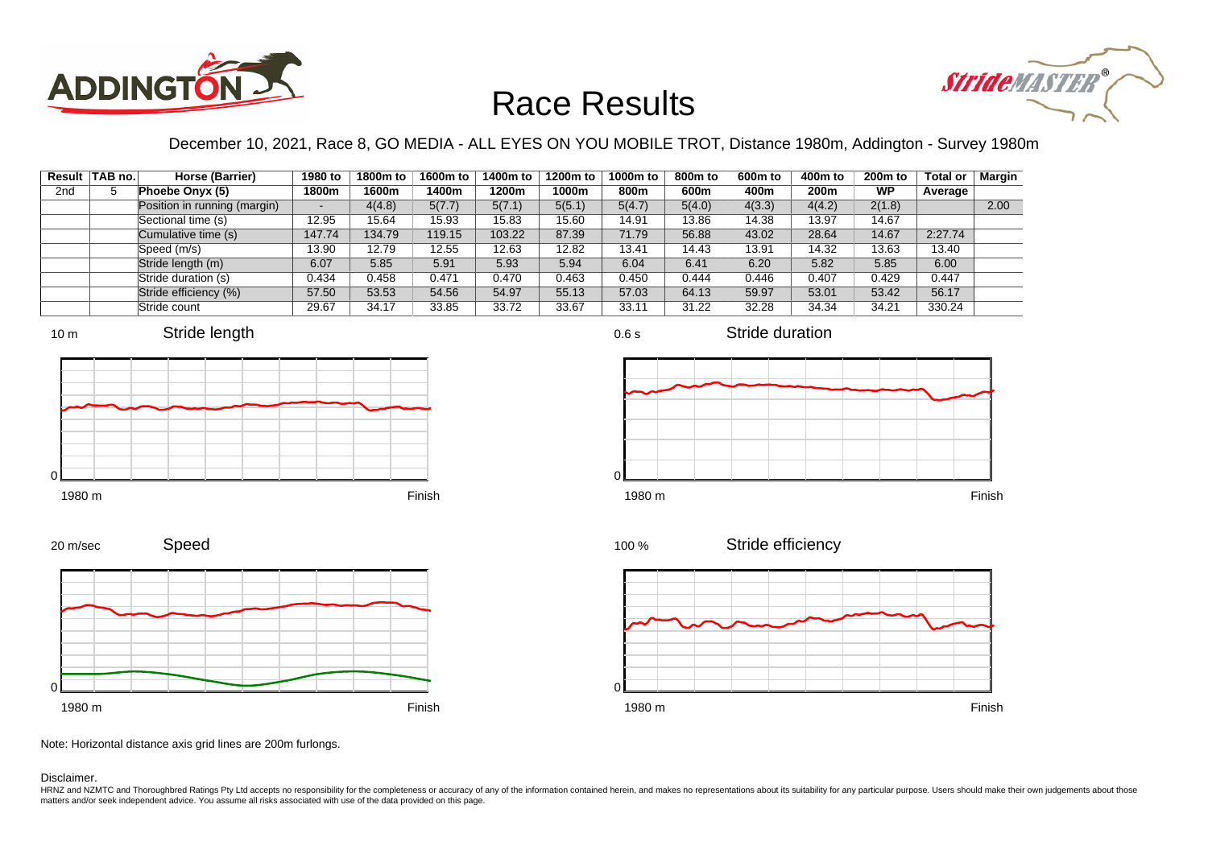# Race Results

December 10, 2021, Race 8, GO MEDIA - ALL EYES ON YOU MOBILE TROT, Distance 1980m, Addington - Survey 1980m

| Result | TAB no. | Horse (Barrier) | 1980 to 1800m | 1800m to 1600m | 1600m to 1400m | 1400m to 1200m | 1200m to 1000m | 1000m to 800m | 800m to 600m | 600m to 400m | 400m to 200m | 200m to WP | Total or Average | Margin |
|---|---|---|---|---|---|---|---|---|---|---|---|---|---|---|
| 2nd | 5 | **Phoebe Onyx (5)** | | | | | | | | | | | | |
| | | Position in running (margin) | - | 4(4.8) | 5(7.7) | 5(7.1) | 5(5.1) | 5(4.7) | 5(4.0) | 4(3.3) | 4(4.2) | 2(1.8) | | 2.00 |
| | | Sectional time (s) | 12.95 | 15.64 | 15.93 | 15.83 | 15.60 | 14.91 | 13.86 | 14.38 | 13.97 | 14.67 | | |
| | | Cumulative time (s) | 147.74 | 134.79 | 119.15 | 103.22 | 87.39 | 71.79 | 56.88 | 43.02 | 28.64 | 14.67 | 2:27.74 | |
| | | Speed (m/s) | 13.90 | 12.79 | 12.55 | 12.63 | 12.82 | 13.41 | 14.43 | 13.91 | 14.32 | 13.63 | 13.40 | |
| | | Stride length (m) | 6.07 | 5.85 | 5.91 | 5.93 | 5.94 | 6.04 | 6.41 | 6.20 | 5.82 | 5.85 | 6.00 | |
| | | Stride duration (s) | 0.434 | 0.458 | 0.471 | 0.470 | 0.463 | 0.450 | 0.444 | 0.446 | 0.407 | 0.429 | 0.447 | |
| | | Stride efficiency (%) | 57.50 | 53.53 | 54.56 | 54.97 | 55.13 | 57.03 | 64.13 | 59.97 | 53.01 | 53.42 | 56.17 | |
| | | Stride count | 29.67 | 34.17 | 33.85 | 33.72 | 33.67 | 33.11 | 31.22 | 32.28 | 34.34 | 34.21 | 330.24 | |

Stride length (10 m scale; 1980 m to Finish)

Stride duration (0.6 s scale; 1980 m to Finish)

Speed (20 m/sec scale; 1980 m to Finish)

Stride efficiency (100 % scale; 1980 m to Finish)

Note: Horizontal distance axis grid lines are 200m furlongs.

Disclaimer.

HRNZ and NZMTC and Thoroughbred Ratings Pty Ltd accepts no responsibility for the completeness or accuracy of any of the information contained herein, and makes no representations about its suitability for any particular purpose. Users should make their own judgements about those matters and/or seek independent advice. You assume all risks associated with use of the data provided on this page.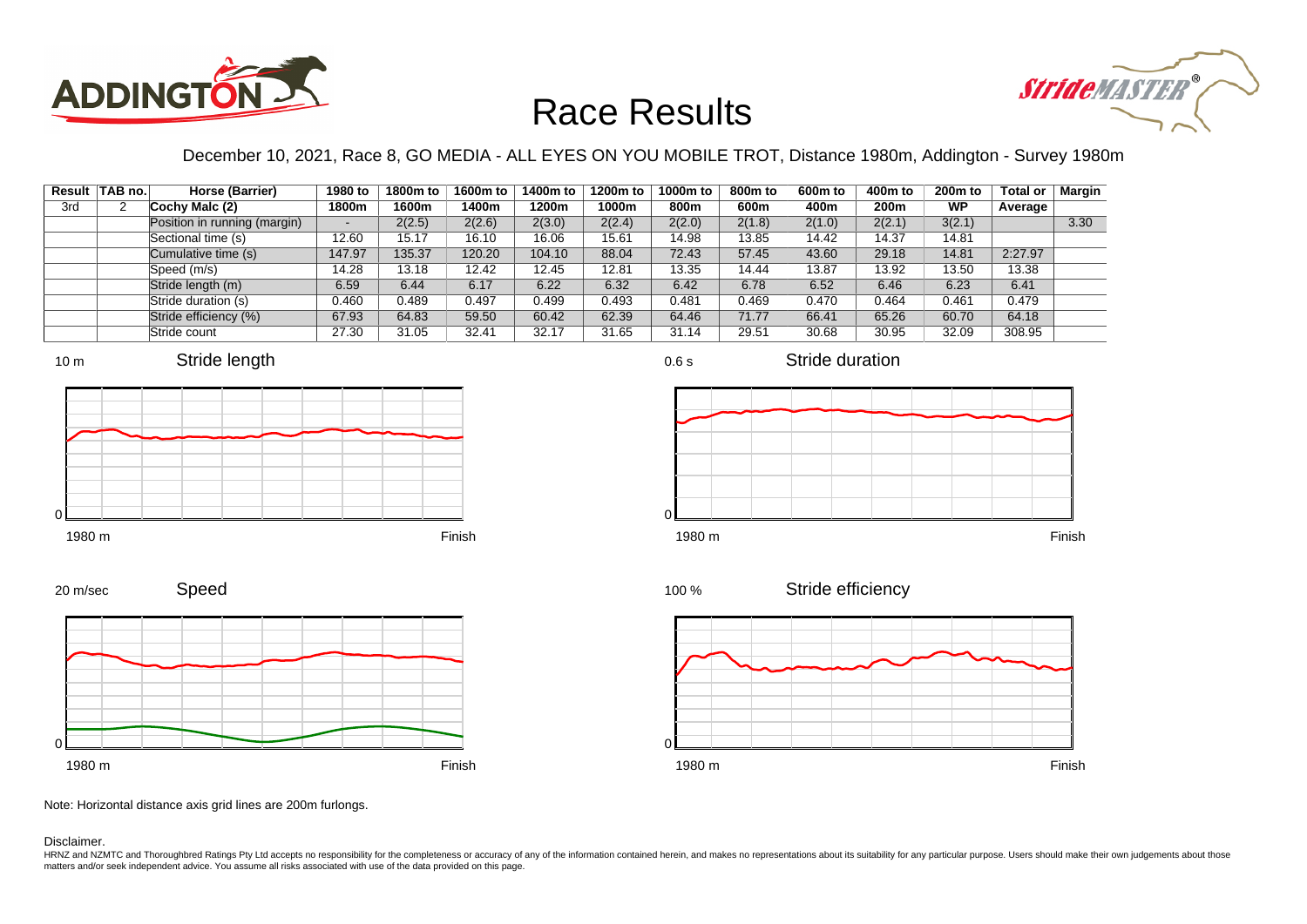# Race Results

December 10, 2021, Race 8, GO MEDIA - ALL EYES ON YOU MOBILE TROT, Distance 1980m, Addington - Survey 1980m

| Result | TAB no. | Horse (Barrier) | 1980 to 1800m | 1800m to 1600m | 1600m to 1400m | 1400m to 1200m | 1200m to 1000m | 1000m to 800m | 800m to 600m | 600m to 400m | 400m to 200m | 200m to WP | Total or Average | Margin |
|---|---|---|---|---|---|---|---|---|---|---|---|---|---|---|
| 3rd | 2 | Cochy Malc (2) | | | | | | | | | | | | |
| | | Position in running (margin) | - | 2(2.5) | 2(2.6) | 2(3.0) | 2(2.4) | 2(2.0) | 2(1.8) | 2(1.0) | 2(2.1) | 3(2.1) | | 3.30 |
| | | Sectional time (s) | 12.60 | 15.17 | 16.10 | 16.06 | 15.61 | 14.98 | 13.85 | 14.42 | 14.37 | 14.81 | | |
| | | Cumulative time (s) | 147.97 | 135.37 | 120.20 | 104.10 | 88.04 | 72.43 | 57.45 | 43.60 | 29.18 | 14.81 | 2:27.97 | |
| | | Speed (m/s) | 14.28 | 13.18 | 12.42 | 12.45 | 12.81 | 13.35 | 14.44 | 13.87 | 13.92 | 13.50 | 13.38 | |
| | | Stride length (m) | 6.59 | 6.44 | 6.17 | 6.22 | 6.32 | 6.42 | 6.78 | 6.52 | 6.46 | 6.23 | 6.41 | |
| | | Stride duration (s) | 0.460 | 0.489 | 0.497 | 0.499 | 0.493 | 0.481 | 0.469 | 0.470 | 0.464 | 0.461 | 0.479 | |
| | | Stride efficiency (%) | 67.93 | 64.83 | 59.50 | 60.42 | 62.39 | 64.46 | 71.77 | 66.41 | 65.26 | 60.70 | 64.18 | |
| | | Stride count | 27.30 | 31.05 | 32.41 | 32.17 | 31.65 | 31.14 | 29.51 | 30.68 | 30.95 | 32.09 | 308.95 | |

Stride length (10 m – 0; 1980 m – Finish)

Stride duration (0.6 s – 0; 1980 m – Finish)

Speed (20 m/sec – 0; 1980 m – Finish)

Stride efficiency (100 % – 0; 1980 m – Finish)

Note: Horizontal distance axis grid lines are 200m furlongs.

Disclaimer.

HRNZ and NZMTC and Thoroughbred Ratings Pty Ltd accepts no responsibility for the completeness or accuracy of any of the information contained herein, and makes no representations about its suitability for any particular purpose. Users should make their own judgements about those matters and/or seek independent advice. You assume all risks associated with use of the data provided on this page.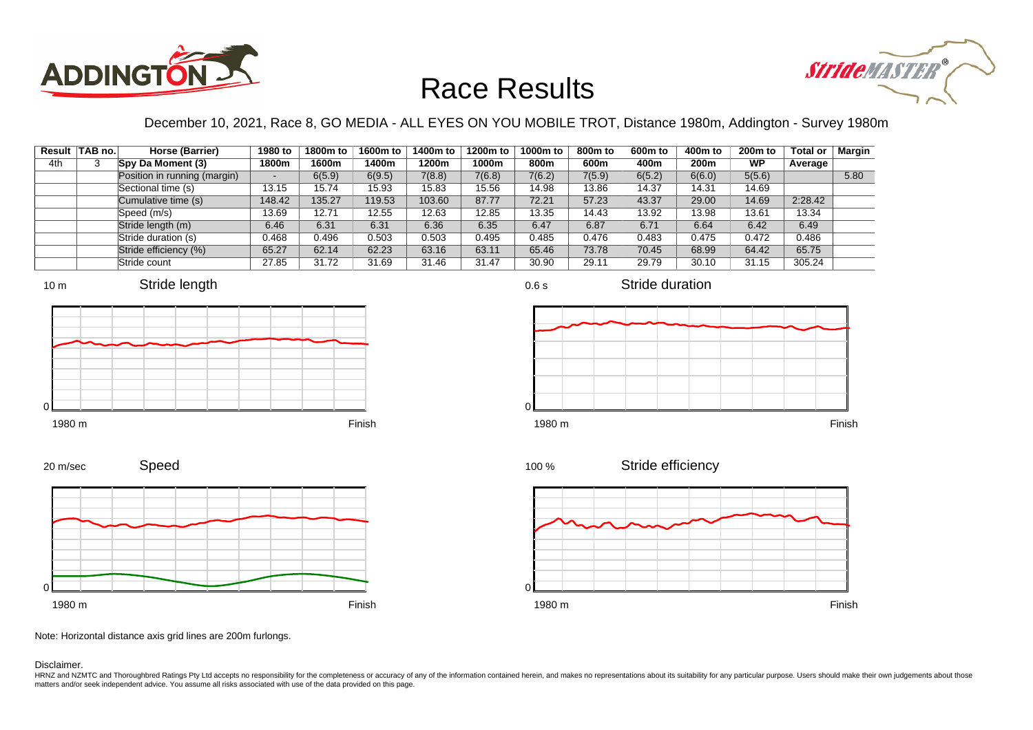# Race Results

December 10, 2021, Race 8, GO MEDIA - ALL EYES ON YOU MOBILE TROT, Distance 1980m, Addington - Survey 1980m

| Result | TAB no. | Horse (Barrier) | 1980 to 1800m | 1800m to 1600m | 1600m to 1400m | 1400m to 1200m | 1200m to 1000m | 1000m to 800m | 800m to 600m | 600m to 400m | 400m to 200m | 200m to WP | Total or Average | Margin |
|---|---|---|---|---|---|---|---|---|---|---|---|---|---|---|
| 4th | 3 | **Spy Da Moment (3)** | | | | | | | | | | | | |
| | | Position in running (margin) | - | 6(5.9) | 6(9.5) | 7(8.8) | 7(6.8) | 7(6.2) | 7(5.9) | 6(5.2) | 6(6.0) | 5(5.6) | | 5.80 |
| | | Sectional time (s) | 13.15 | 15.74 | 15.93 | 15.83 | 15.56 | 14.98 | 13.86 | 14.37 | 14.31 | 14.69 | | |
| | | Cumulative time (s) | 148.42 | 135.27 | 119.53 | 103.60 | 87.77 | 72.21 | 57.23 | 43.37 | 29.00 | 14.69 | 2:28.42 | |
| | | Speed (m/s) | 13.69 | 12.71 | 12.55 | 12.63 | 12.85 | 13.35 | 14.43 | 13.92 | 13.98 | 13.61 | 13.34 | |
| | | Stride length (m) | 6.46 | 6.31 | 6.31 | 6.36 | 6.35 | 6.47 | 6.87 | 6.71 | 6.64 | 6.42 | 6.49 | |
| | | Stride duration (s) | 0.468 | 0.496 | 0.503 | 0.503 | 0.495 | 0.485 | 0.476 | 0.483 | 0.475 | 0.472 | 0.486 | |
| | | Stride efficiency (%) | 65.27 | 62.14 | 62.23 | 63.16 | 63.11 | 65.46 | 73.78 | 70.45 | 68.99 | 64.42 | 65.75 | |
| | | Stride count | 27.85 | 31.72 | 31.69 | 31.46 | 31.47 | 30.90 | 29.11 | 29.79 | 30.10 | 31.15 | 305.24 | |

Stride length (10 m; 1980 m to Finish)

Stride duration (0.6 s; 1980 m to Finish)

Speed (20 m/sec; 1980 m to Finish)

Stride efficiency (100 %; 1980 m to Finish)

Note: Horizontal distance axis grid lines are 200m furlongs.

Disclaimer.

HRNZ and NZMTC and Thoroughbred Ratings Pty Ltd accepts no responsibility for the completeness or accuracy of any of the information contained herein, and makes no representations about its suitability for any particular purpose. Users should make their own judgements about those matters and/or seek independent advice. You assume all risks associated with use of the data provided on this page.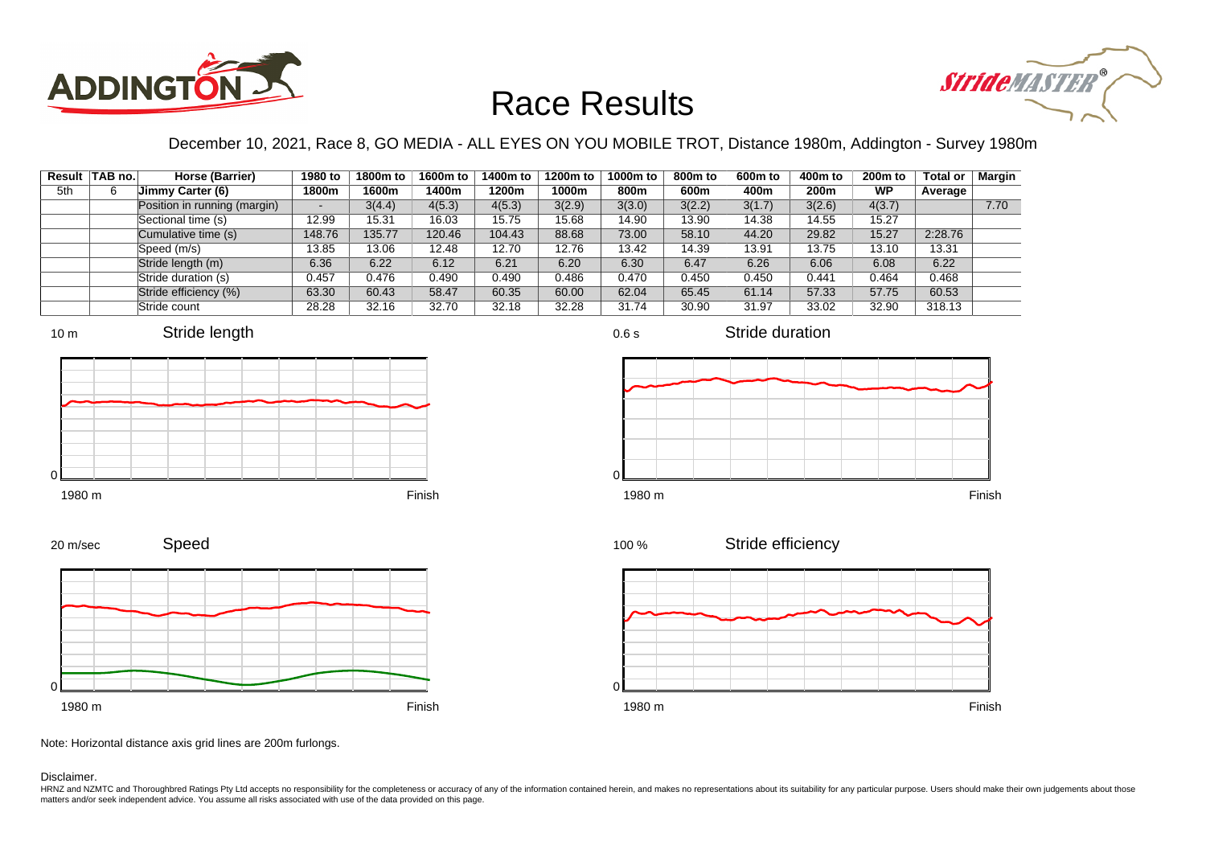# Race Results

December 10, 2021, Race 8, GO MEDIA - ALL EYES ON YOU MOBILE TROT, Distance 1980m, Addington - Survey 1980m

| Result | TAB no. | Horse (Barrier) | 1980 to 1800m | 1800m to 1600m | 1600m to 1400m | 1400m to 1200m | 1200m to 1000m | 1000m to 800m | 800m to 600m | 600m to 400m | 400m to 200m | 200m to WP | Total or Average | Margin |
|---|---|---|---|---|---|---|---|---|---|---|---|---|---|---|
| 5th | 6 | Jimmy Carter (6) | | | | | | | | | | | | |
| | | Position in running (margin) | - | 3(4.4) | 4(5.3) | 4(5.3) | 3(2.9) | 3(3.0) | 3(2.2) | 3(1.7) | 3(2.6) | 4(3.7) | | 7.70 |
| | | Sectional time (s) | 12.99 | 15.31 | 16.03 | 15.75 | 15.68 | 14.90 | 13.90 | 14.38 | 14.55 | 15.27 | | |
| | | Cumulative time (s) | 148.76 | 135.77 | 120.46 | 104.43 | 88.68 | 73.00 | 58.10 | 44.20 | 29.82 | 15.27 | 2:28.76 | |
| | | Speed (m/s) | 13.85 | 13.06 | 12.48 | 12.70 | 12.76 | 13.42 | 14.39 | 13.91 | 13.75 | 13.10 | 13.31 | |
| | | Stride length (m) | 6.36 | 6.22 | 6.12 | 6.21 | 6.20 | 6.30 | 6.47 | 6.26 | 6.06 | 6.08 | 6.22 | |
| | | Stride duration (s) | 0.457 | 0.476 | 0.490 | 0.490 | 0.486 | 0.470 | 0.450 | 0.450 | 0.441 | 0.464 | 0.468 | |
| | | Stride efficiency (%) | 63.30 | 60.43 | 58.47 | 60.35 | 60.00 | 62.04 | 65.45 | 61.14 | 57.33 | 57.75 | 60.53 | |
| | | Stride count | 28.28 | 32.16 | 32.70 | 32.18 | 32.28 | 31.74 | 30.90 | 31.97 | 33.02 | 32.90 | 318.13 | |

Note: Horizontal distance axis grid lines are 200m furlongs.

Disclaimer.

HRNZ and NZMTC and Thoroughbred Ratings Pty Ltd accepts no responsibility for the completeness or accuracy of any of the information contained herein, and makes no representations about its suitability for any particular purpose. Users should make their own judgements about those matters and/or seek independent advice. You assume all risks associated with use of the data provided on this page.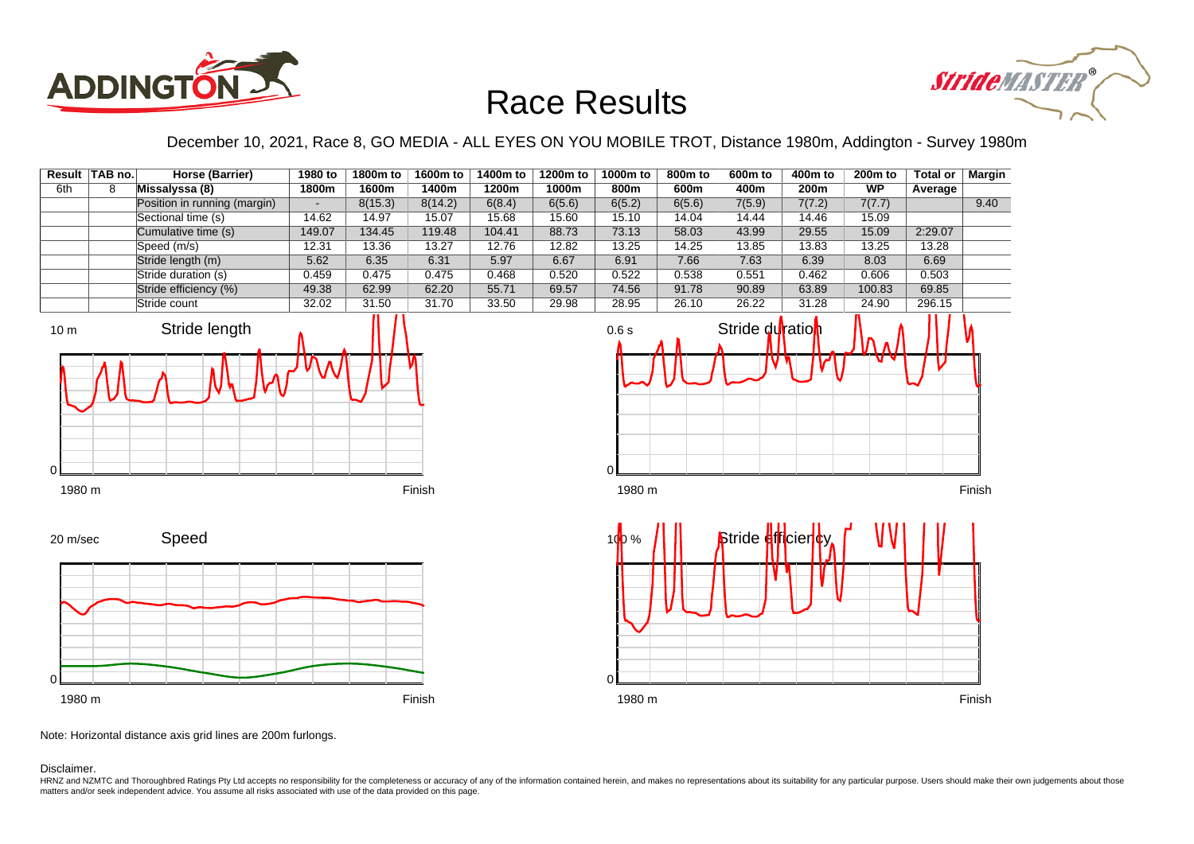# Race Results

December 10, 2021, Race 8, GO MEDIA - ALL EYES ON YOU MOBILE TROT, Distance 1980m, Addington - Survey 1980m

| Result | TAB no. | Horse (Barrier) | 1980 to 1800m | 1800m to 1600m | 1600m to 1400m | 1400m to 1200m | 1200m to 1000m | 1000m to 800m | 800m to 600m | 600m to 400m | 400m to 200m | 200m to WP | Total or Average | Margin |
|---|---|---|---|---|---|---|---|---|---|---|---|---|---|---|
| 6th | 8 | Missalyssa (8) | | | | | | | | | | | | |
| | | Position in running (margin) | - | 8(15.3) | 8(14.2) | 6(8.4) | 6(5.6) | 6(5.2) | 6(5.6) | 7(5.9) | 7(7.2) | 7(7.7) | | 9.40 |
| | | Sectional time (s) | 14.62 | 14.97 | 15.07 | 15.68 | 15.60 | 15.10 | 14.04 | 14.44 | 14.46 | 15.09 | | |
| | | Cumulative time (s) | 149.07 | 134.45 | 119.48 | 104.41 | 88.73 | 73.13 | 58.03 | 43.99 | 29.55 | 15.09 | 2:29.07 | |
| | | Speed (m/s) | 12.31 | 13.36 | 13.27 | 12.76 | 12.82 | 13.25 | 14.25 | 13.85 | 13.83 | 13.25 | 13.28 | |
| | | Stride length (m) | 5.62 | 6.35 | 6.31 | 5.97 | 6.67 | 6.91 | 7.66 | 7.63 | 6.39 | 8.03 | 6.69 | |
| | | Stride duration (s) | 0.459 | 0.475 | 0.475 | 0.468 | 0.520 | 0.522 | 0.538 | 0.551 | 0.462 | 0.606 | 0.503 | |
| | | Stride efficiency (%) | 49.38 | 62.99 | 62.20 | 55.71 | 69.57 | 74.56 | 91.78 | 90.89 | 63.89 | 100.83 | 69.85 | |
| | | Stride count | 32.02 | 31.50 | 31.70 | 33.50 | 29.98 | 28.95 | 26.10 | 26.22 | 31.28 | 24.90 | 296.15 | |

Note: Horizontal distance axis grid lines are 200m furlongs.

Disclaimer.

HRNZ and NZMTC and Thoroughbred Ratings Pty Ltd accepts no responsibility for the completeness or accuracy of any of the information contained herein, and makes no representations about its suitability for any particular purpose. Users should make their own judgements about those matters and/or seek independent advice. You assume all risks associated with use of the data provided on this page.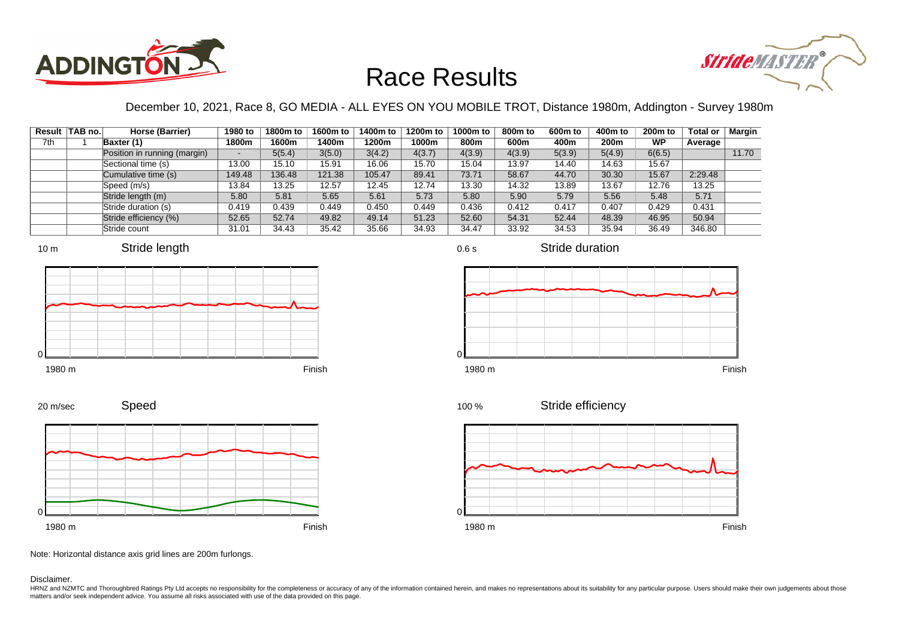# Race Results

December 10, 2021, Race 8, GO MEDIA - ALL EYES ON YOU MOBILE TROT, Distance 1980m, Addington - Survey 1980m

| Result | TAB no. | Horse (Barrier) | 1980 to 1800m | 1800m to 1600m | 1600m to 1400m | 1400m to 1200m | 1200m to 1000m | 1000m to 800m | 800m to 600m | 600m to 400m | 400m to 200m | 200m to WP | Total or Average | Margin |
|---|---|---|---|---|---|---|---|---|---|---|---|---|---|---|
| 7th | 1 | Baxter (1) | | | | | | | | | | | | |
| | | Position in running (margin) | - | 5(5.4) | 3(5.0) | 3(4.2) | 4(3.7) | 4(3.9) | 4(3.9) | 5(3.9) | 5(4.9) | 6(6.5) | | 11.70 |
| | | Sectional time (s) | 13.00 | 15.10 | 15.91 | 16.06 | 15.70 | 15.04 | 13.97 | 14.40 | 14.63 | 15.67 | | |
| | | Cumulative time (s) | 149.48 | 136.48 | 121.38 | 105.47 | 89.41 | 73.71 | 58.67 | 44.70 | 30.30 | 15.67 | 2:29.48 | |
| | | Speed (m/s) | 13.84 | 13.25 | 12.57 | 12.45 | 12.74 | 13.30 | 14.32 | 13.89 | 13.67 | 12.76 | 13.25 | |
| | | Stride length (m) | 5.80 | 5.81 | 5.65 | 5.61 | 5.73 | 5.80 | 5.90 | 5.79 | 5.56 | 5.48 | 5.71 | |
| | | Stride duration (s) | 0.419 | 0.439 | 0.449 | 0.450 | 0.449 | 0.436 | 0.412 | 0.417 | 0.407 | 0.429 | 0.431 | |
| | | Stride efficiency (%) | 52.65 | 52.74 | 49.82 | 49.14 | 51.23 | 52.60 | 54.31 | 52.44 | 48.39 | 46.95 | 50.94 | |
| | | Stride count | 31.01 | 34.43 | 35.42 | 35.66 | 34.93 | 34.47 | 33.92 | 34.53 | 35.94 | 36.49 | 346.80 | |

Stride length (10 m, 0; 1980 m – Finish)

Stride duration (0.6 s, 0; 1980 m – Finish)

Speed (20 m/sec, 0; 1980 m – Finish)

Stride efficiency (100 %, 0; 1980 m – Finish)

Note: Horizontal distance axis grid lines are 200m furlongs.

Disclaimer.

HRNZ and NZMTC and Thoroughbred Ratings Pty Ltd accepts no responsibility for the completeness or accuracy of any of the information contained herein, and makes no representations about its suitability for any particular purpose. Users should make their own judgements about those matters and/or seek independent advice. You assume all risks associated with use of the data provided on this page.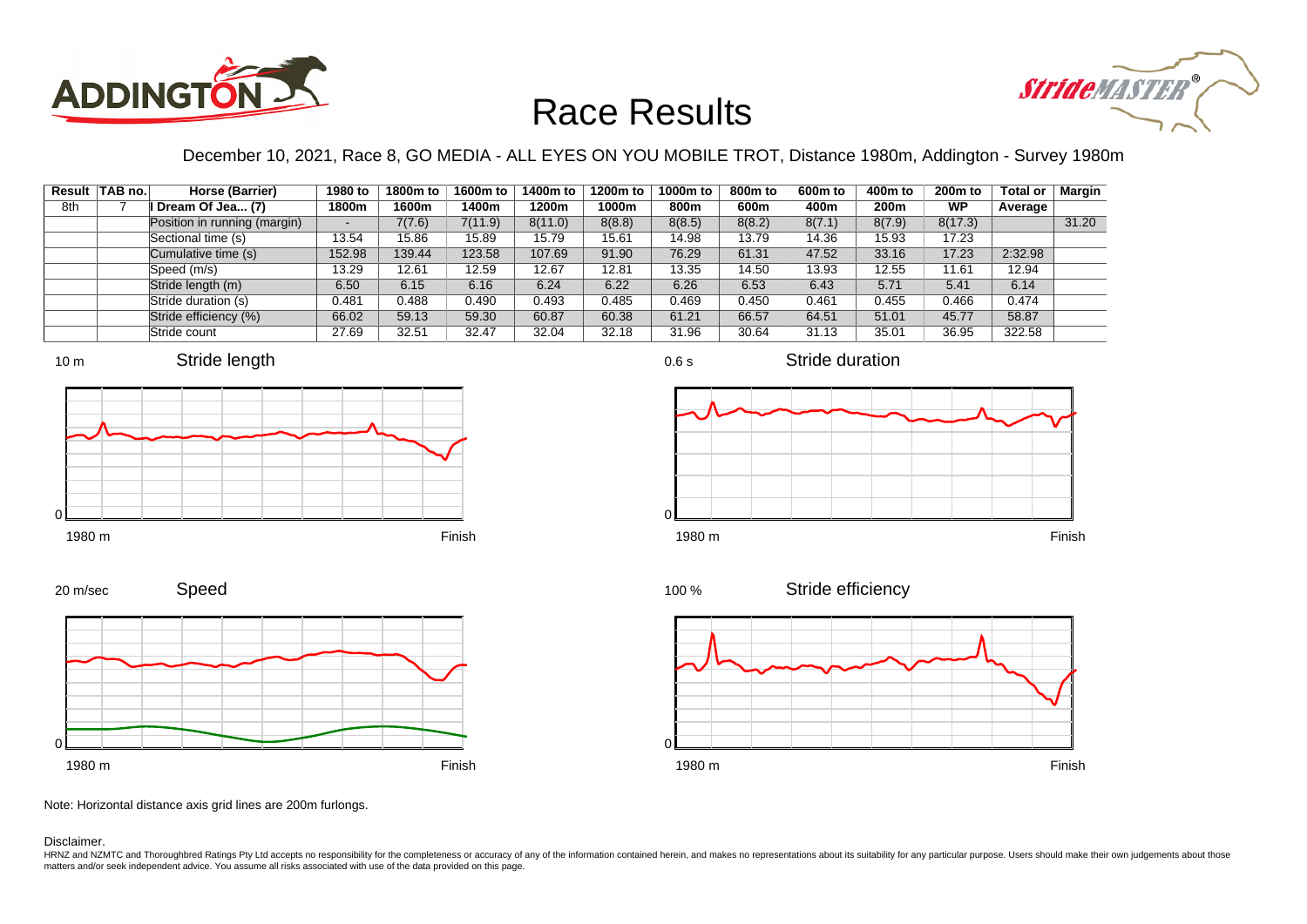# Race Results

December 10, 2021, Race 8, GO MEDIA - ALL EYES ON YOU MOBILE TROT, Distance 1980m, Addington - Survey 1980m

| Result | TAB no. | Horse (Barrier) | 1980 to 1800m | 1800m to 1600m | 1600m to 1400m | 1400m to 1200m | 1200m to 1000m | 1000m to 800m | 800m to 600m | 600m to 400m | 400m to 200m | 200m to WP | Total or Average | Margin |
|---|---|---|---|---|---|---|---|---|---|---|---|---|---|---|
| 8th | 7 | I Dream Of Jea... (7) | | | | | | | | | | | | |
| | | Position in running (margin) | - | 7(7.6) | 7(11.9) | 8(11.0) | 8(8.8) | 8(8.5) | 8(8.2) | 8(7.1) | 8(7.9) | 8(17.3) | | 31.20 |
| | | Sectional time (s) | 13.54 | 15.86 | 15.89 | 15.79 | 15.61 | 14.98 | 13.79 | 14.36 | 15.93 | 17.23 | | |
| | | Cumulative time (s) | 152.98 | 139.44 | 123.58 | 107.69 | 91.90 | 76.29 | 61.31 | 47.52 | 33.16 | 17.23 | 2:32.98 | |
| | | Speed (m/s) | 13.29 | 12.61 | 12.59 | 12.67 | 12.81 | 13.35 | 14.50 | 13.93 | 12.55 | 11.61 | 12.94 | |
| | | Stride length (m) | 6.50 | 6.15 | 6.16 | 6.24 | 6.22 | 6.26 | 6.53 | 6.43 | 5.71 | 5.41 | 6.14 | |
| | | Stride duration (s) | 0.481 | 0.488 | 0.490 | 0.493 | 0.485 | 0.469 | 0.450 | 0.461 | 0.455 | 0.466 | 0.474 | |
| | | Stride efficiency (%) | 66.02 | 59.13 | 59.30 | 60.87 | 60.38 | 61.21 | 66.57 | 64.51 | 51.01 | 45.77 | 58.87 | |
| | | Stride count | 27.69 | 32.51 | 32.47 | 32.04 | 32.18 | 31.96 | 30.64 | 31.13 | 35.01 | 36.95 | 322.58 | |

Stride length
10 m
0
1980 m
Finish

Stride duration
0.6 s
0
1980 m
Finish

Speed
20 m/sec
0
1980 m
Finish

Stride efficiency
100 %
0
1980 m
Finish

Note: Horizontal distance axis grid lines are 200m furlongs.

Disclaimer.

HRNZ and NZMTC and Thoroughbred Ratings Pty Ltd accepts no responsibility for the completeness or accuracy of any of the information contained herein, and makes no representations about its suitability for any particular purpose. Users should make their own judgements about those matters and/or seek independent advice. You assume all risks associated with use of the data provided on this page.